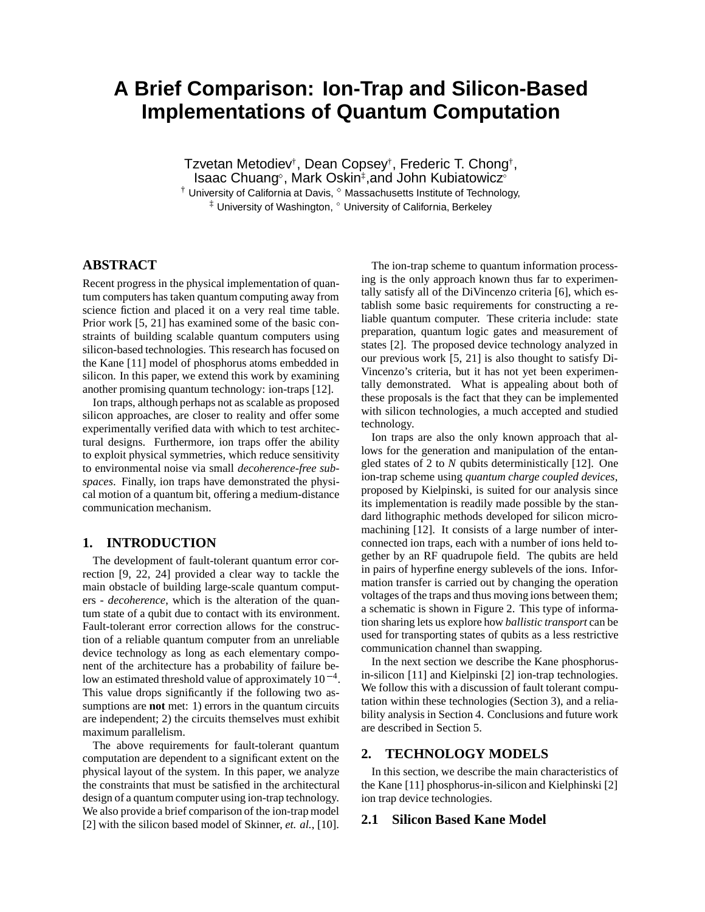# A Brief Comparison: Ion-Trap and Silicon-Based Implementations of Quantum Computation

Tzvetan Metodiev[†], Dean Copsey[†], Frederic T. Chong[†], Isaac Chuang[◇], Mark Oskin[‡], and John Kubiatowicz[∘]

[†] University of California at Davis, [◇] Massachusetts Institute of Technology, [‡] University of Washington, [∘] University of California, Berkeley

## ABSTRACT

Recent progress in the physical implementation of quantum computers has taken quantum computing away from science fiction and placed it on a very real time table. Prior work [5, 21] has examined some of the basic constraints of building scalable quantum computers using silicon-based technologies. This research has focused on the Kane [11] model of phosphorus atoms embedded in silicon. In this paper, we extend this work by examining another promising quantum technology: ion-traps [12].

Ion traps, although perhaps not as scalable as proposed silicon approaches, are closer to reality and offer some experimentally verified data with which to test architectural designs. Furthermore, ion traps offer the ability to exploit physical symmetries, which reduce sensitivity to environmental noise via small *decoherence-free subspaces*. Finally, ion traps have demonstrated the physical motion of a quantum bit, offering a medium-distance communication mechanism.

## 1. INTRODUCTION

The development of fault-tolerant quantum error correction [9, 22, 24] provided a clear way to tackle the main obstacle of building large-scale quantum computers - *decoherence*, which is the alteration of the quantum state of a qubit due to contact with its environment. Fault-tolerant error correction allows for the construction of a reliable quantum computer from an unreliable device technology as long as each elementary component of the architecture has a probability of failure below an estimated threshold value of approximately $10^{-4}$. This value drops significantly if the following two assumptions are **not** met: 1) errors in the quantum circuits are independent; 2) the circuits themselves must exhibit maximum parallelism.

The above requirements for fault-tolerant quantum computation are dependent to a significant extent on the physical layout of the system. In this paper, we analyze the constraints that must be satisfied in the architectural design of a quantum computer using ion-trap technology. We also provide a brief comparison of the ion-trap model [2] with the silicon based model of Skinner, *et. al.*, [10].

The ion-trap scheme to quantum information processing is the only approach known thus far to experimentally satisfy all of the DiVincenzo criteria [6], which establish some basic requirements for constructing a reliable quantum computer. These criteria include: state preparation, quantum logic gates and measurement of states [2]. The proposed device technology analyzed in our previous work [5, 21] is also thought to satisfy DiVincenzo's criteria, but it has not yet been experimentally demonstrated. What is appealing about both of these proposals is the fact that they can be implemented with silicon technologies, a much accepted and studied technology.

Ion traps are also the only known approach that allows for the generation and manipulation of the entangled states of 2 to $N$ qubits deterministically [12]. One ion-trap scheme using *quantum charge coupled devices*, proposed by Kielpinski, is suited for our analysis since its implementation is readily made possible by the standard lithographic methods developed for silicon micromachining [12]. It consists of a large number of interconnected ion traps, each with a number of ions held together by an RF quadrupole field. The qubits are held in pairs of hyperfine energy sublevels of the ions. Information transfer is carried out by changing the operation voltages of the traps and thus moving ions between them; a schematic is shown in Figure 2. This type of information sharing lets us explore how *ballistic transport* can be used for transporting states of qubits as a less restrictive communication channel than swapping.

In the next section we describe the Kane phosphorus-in-silicon [11] and Kielpinski [2] ion-trap technologies. We follow this with a discussion of fault tolerant computation within these technologies (Section 3), and a reliability analysis in Section 4. Conclusions and future work are described in Section 5.

## 2. TECHNOLOGY MODELS

In this section, we describe the main characteristics of the Kane [11] phosphorus-in-silicon and Kielphinski [2] ion trap device technologies.

### 2.1 Silicon Based Kane Model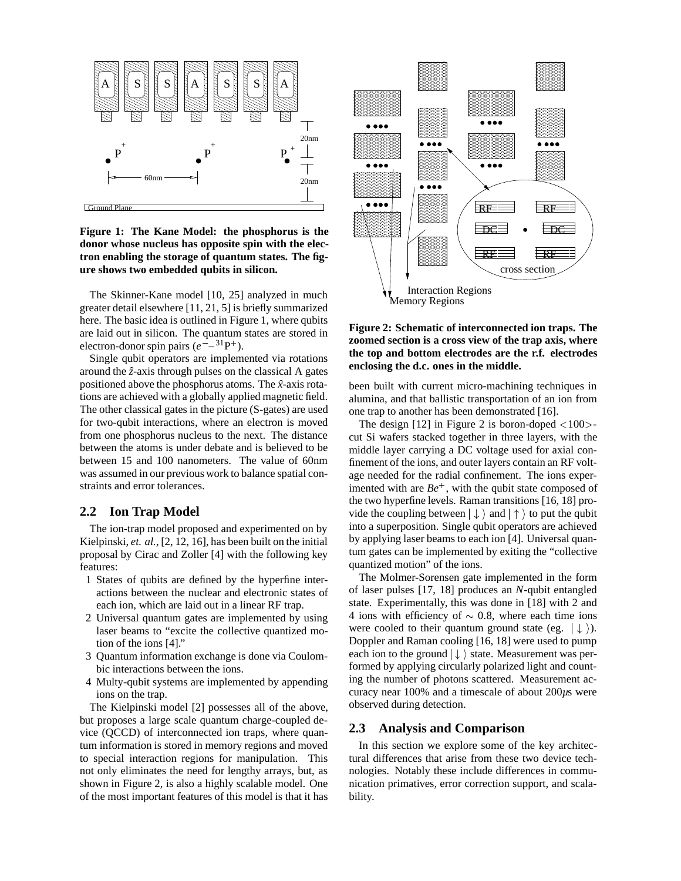**Figure 1: The Kane Model: the phosphorus is the donor whose nucleus has opposite spin with the electron enabling the storage of quantum states. The figure shows two embedded qubits in silicon.**

The Skinner-Kane model [10, 25] analyzed in much greater detail elsewhere [11, 21, 5] is briefly summarized here. The basic idea is outlined in Figure 1, where qubits are laid out in silicon. The quantum states are stored in electron-donor spin pairs ($e^{-}$–$^{31}$P$^{+}$).

Single qubit operators are implemented via rotations around the $\hat{z}$-axis through pulses on the classical A gates positioned above the phosphorus atoms. The $\hat{x}$-axis rotations are achieved with a globally applied magnetic field. The other classical gates in the picture (S-gates) are used for two-qubit interactions, where an electron is moved from one phosphorus nucleus to the next. The distance between the atoms is under debate and is believed to be between 15 and 100 nanometers. The value of 60nm was assumed in our previous work to balance spatial constraints and error tolerances.

## 2.2 Ion Trap Model

The ion-trap model proposed and experimented on by Kielpinski, *et. al.,* [2, 12, 16], has been built on the initial proposal by Cirac and Zoller [4] with the following key features:

1. States of qubits are defined by the hyperfine interactions between the nuclear and electronic states of each ion, which are laid out in a linear RF trap.
2. Universal quantum gates are implemented by using laser beams to "excite the collective quantized motion of the ions [4]."
3. Quantum information exchange is done via Coulombic interactions between the ions.
4. Multy-qubit systems are implemented by appending ions on the trap.

The Kielpinski model [2] possesses all of the above, but proposes a large scale quantum charge-coupled device (QCCD) of interconnected ion traps, where quantum information is stored in memory regions and moved to special interaction regions for manipulation. This not only eliminates the need for lengthy arrays, but, as shown in Figure 2, is also a highly scalable model. One of the most important features of this model is that it has been built with current micro-machining techniques in alumina, and that ballistic transportation of an ion from one trap to another has been demonstrated [16].

**Figure 2: Schematic of interconnected ion traps. The zoomed section is a cross view of the trap axis, where the top and bottom electrodes are the r.f. electrodes enclosing the d.c. ones in the middle.**

The design [12] in Figure 2 is boron-doped <100>-cut Si wafers stacked together in three layers, with the middle layer carrying a DC voltage used for axial confinement of the ions, and outer layers contain an RF voltage needed for the radial confinement. The ions experimented with are $Be^{+}$, with the qubit state composed of the two hyperfine levels. Raman transitions [16, 18] provide the coupling between $|\downarrow\rangle$ and $|\uparrow\rangle$ to put the qubit into a superposition. Single qubit operators are achieved by applying laser beams to each ion [4]. Universal quantum gates can be implemented by exiting the "collective quantized motion" of the ions.

The Molmer-Sorensen gate implemented in the form of laser pulses [17, 18] produces an *N*-qubit entangled state. Experimentally, this was done in [18] with 2 and 4 ions with efficiency of $\sim 0.8$, where each time ions were cooled to their quantum ground state (eg. $|\downarrow\rangle$). Doppler and Raman cooling [16, 18] were used to pump each ion to the ground $|\downarrow\rangle$ state. Measurement was performed by applying circularly polarized light and counting the number of photons scattered. Measurement accuracy near 100% and a timescale of about 200$\mu$s were observed during detection.

## 2.3 Analysis and Comparison

In this section we explore some of the key architectural differences that arise from these two device technologies. Notably these include differences in communication primatives, error correction support, and scalability.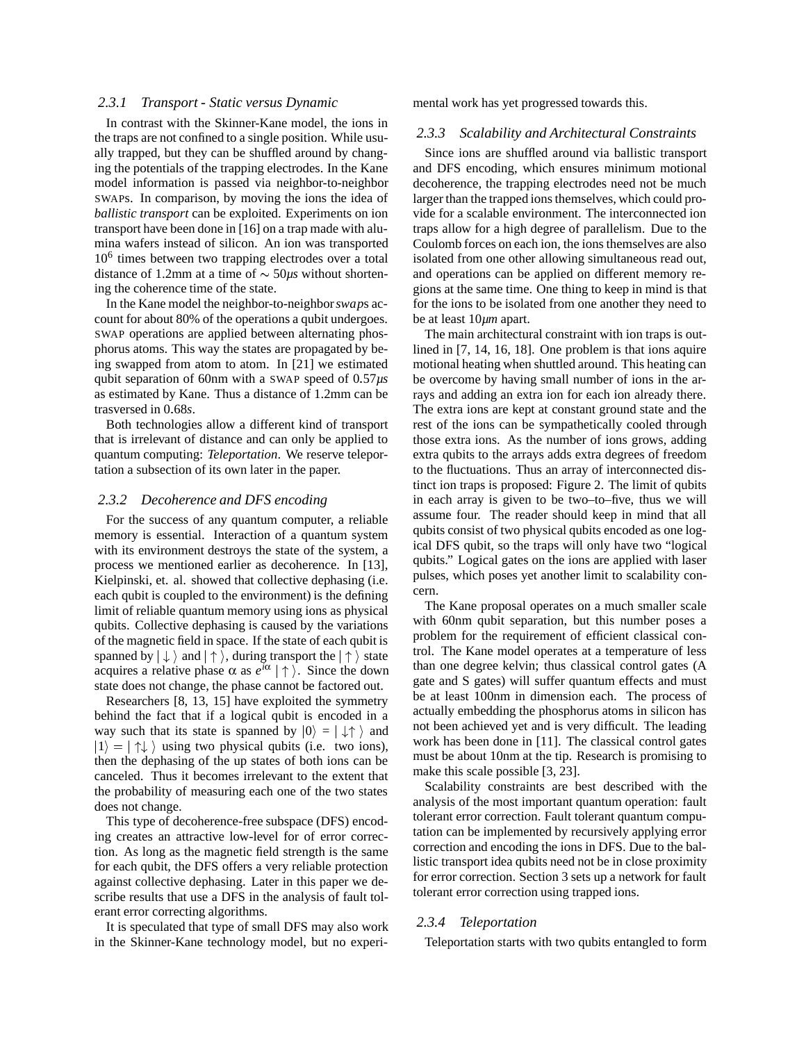### 2.3.1 Transport - Static versus Dynamic

In contrast with the Skinner-Kane model, the ions in the traps are not confined to a single position. While usually trapped, but they can be shuffled around by changing the potentials of the trapping electrodes. In the Kane model information is passed via neighbor-to-neighbor SWAPs. In comparison, by moving the ions the idea of *ballistic transport* can be exploited. Experiments on ion transport have been done in [16] on a trap made with alumina wafers instead of silicon. An ion was transported $10^6$ times between two trapping electrodes over a total distance of 1.2mm at a time of $\sim 50\mu s$ without shortening the coherence time of the state.

In the Kane model the neighbor-to-neighbor *swap*s account for about 80% of the operations a qubit undergoes. SWAP operations are applied between alternating phosphorus atoms. This way the states are propagated by being swapped from atom to atom. In [21] we estimated qubit separation of 60nm with a SWAP speed of $0.57\mu s$ as estimated by Kane. Thus a distance of 1.2mm can be trasversed in $0.68s$.

Both technologies allow a different kind of transport that is irrelevant of distance and can only be applied to quantum computing: *Teleportation*. We reserve teleportation a subsection of its own later in the paper.

### 2.3.2 Decoherence and DFS encoding

For the success of any quantum computer, a reliable memory is essential. Interaction of a quantum system with its environment destroys the state of the system, a process we mentioned earlier as decoherence. In [13], Kielpinski, et. al. showed that collective dephasing (i.e. each qubit is coupled to the environment) is the defining limit of reliable quantum memory using ions as physical qubits. Collective dephasing is caused by the variations of the magnetic field in space. If the state of each qubit is spanned by $|\downarrow\rangle$ and $|\uparrow\rangle$, during transport the $|\uparrow\rangle$ state acquires a relative phase $\alpha$ as $e^{i\alpha}|\uparrow\rangle$. Since the down state does not change, the phase cannot be factored out.

Researchers [8, 13, 15] have exploited the symmetry behind the fact that if a logical qubit is encoded in a way such that its state is spanned by $|0\rangle = |\downarrow\uparrow\rangle$ and $|1\rangle = |\uparrow\downarrow\rangle$ using two physical qubits (i.e. two ions), then the dephasing of the up states of both ions can be canceled. Thus it becomes irrelevant to the extent that the probability of measuring each one of the two states does not change.

This type of decoherence-free subspace (DFS) encoding creates an attractive low-level for of error correction. As long as the magnetic field strength is the same for each qubit, the DFS offers a very reliable protection against collective dephasing. Later in this paper we describe results that use a DFS in the analysis of fault tolerant error correcting algorithms.

It is speculated that type of small DFS may also work in the Skinner-Kane technology model, but no experimental work has yet progressed towards this.

### 2.3.3 Scalability and Architectural Constraints

Since ions are shuffled around via ballistic transport and DFS encoding, which ensures minimum motional decoherence, the trapping electrodes need not be much larger than the trapped ions themselves, which could provide for a scalable environment. The interconnected ion traps allow for a high degree of parallelism. Due to the Coulomb forces on each ion, the ions themselves are also isolated from one other allowing simultaneous read out, and operations can be applied on different memory regions at the same time. One thing to keep in mind is that for the ions to be isolated from one another they need to be at least $10\mu m$ apart.

The main architectural constraint with ion traps is outlined in [7, 14, 16, 18]. One problem is that ions aquire motional heating when shuttled around. This heating can be overcome by having small number of ions in the arrays and adding an extra ion for each ion already there. The extra ions are kept at constant ground state and the rest of the ions can be sympathetically cooled through those extra ions. As the number of ions grows, adding extra qubits to the arrays adds extra degrees of freedom to the fluctuations. Thus an array of interconnected distinct ion traps is proposed: Figure 2. The limit of qubits in each array is given to be two–to–five, thus we will assume four. The reader should keep in mind that all qubits consist of two physical qubits encoded as one logical DFS qubit, so the traps will only have two "logical qubits." Logical gates on the ions are applied with laser pulses, which poses yet another limit to scalability concern.

The Kane proposal operates on a much smaller scale with 60nm qubit separation, but this number poses a problem for the requirement of efficient classical control. The Kane model operates at a temperature of less than one degree kelvin; thus classical control gates (A gate and S gates) will suffer quantum effects and must be at least 100nm in dimension each. The process of actually embedding the phosphorus atoms in silicon has not been achieved yet and is very difficult. The leading work has been done in [11]. The classical control gates must be about 10nm at the tip. Research is promising to make this scale possible [3, 23].

Scalability constraints are best described with the analysis of the most important quantum operation: fault tolerant error correction. Fault tolerant quantum computation can be implemented by recursively applying error correction and encoding the ions in DFS. Due to the ballistic transport idea qubits need not be in close proximity for error correction. Section 3 sets up a network for fault tolerant error correction using trapped ions.

### 2.3.4 Teleportation

Teleportation starts with two qubits entangled to form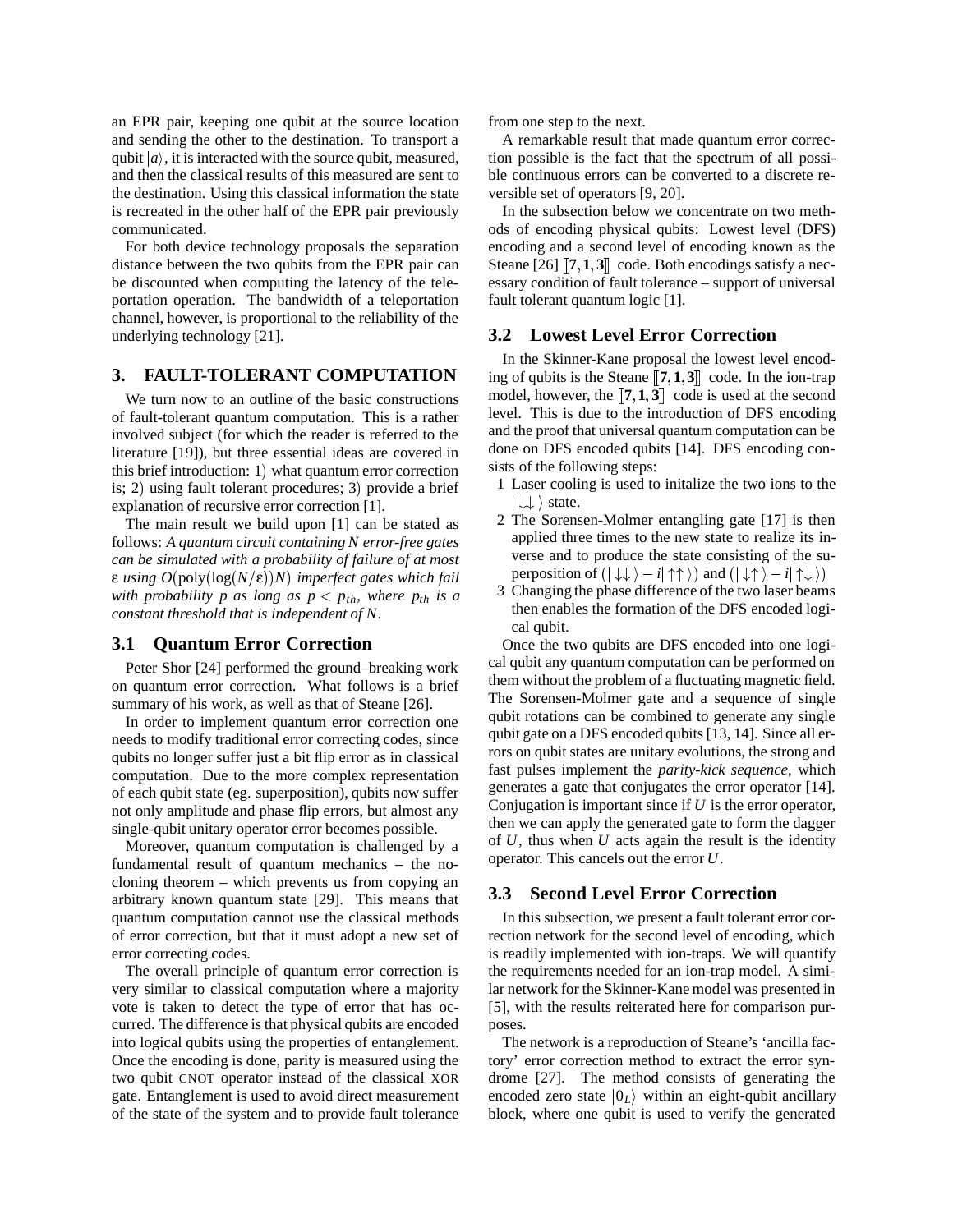an EPR pair, keeping one qubit at the source location and sending the other to the destination. To transport a qubit $|a\rangle$, it is interacted with the source qubit, measured, and then the classical results of this measured are sent to the destination. Using this classical information the state is recreated in the other half of the EPR pair previously communicated.

For both device technology proposals the separation distance between the two qubits from the EPR pair can be discounted when computing the latency of the teleportation operation. The bandwidth of a teleportation channel, however, is proportional to the reliability of the underlying technology [21].

## 3. FAULT-TOLERANT COMPUTATION

We turn now to an outline of the basic constructions of fault-tolerant quantum computation. This is a rather involved subject (for which the reader is referred to the literature [19]), but three essential ideas are covered in this brief introduction: 1) what quantum error correction is; 2) using fault tolerant procedures; 3) provide a brief explanation of recursive error correction [1].

The main result we build upon [1] can be stated as follows: *A quantum circuit containing N error-free gates can be simulated with a probability of failure of at most* $\varepsilon$ *using* $O(\mathrm{poly}(\log(N/\varepsilon))N)$ *imperfect gates which fail with probability p as long as* $p < p_{th}$*, where* $p_{th}$ *is a constant threshold that is independent of N.*

### 3.1 Quantum Error Correction

Peter Shor [24] performed the ground–breaking work on quantum error correction. What follows is a brief summary of his work, as well as that of Steane [26].

In order to implement quantum error correction one needs to modify traditional error correcting codes, since qubits no longer suffer just a bit flip error as in classical computation. Due to the more complex representation of each qubit state (eg. superposition), qubits now suffer not only amplitude and phase flip errors, but almost any single-qubit unitary operator error becomes possible.

Moreover, quantum computation is challenged by a fundamental result of quantum mechanics – the no-cloning theorem – which prevents us from copying an arbitrary known quantum state [29]. This means that quantum computation cannot use the classical methods of error correction, but that it must adopt a new set of error correcting codes.

The overall principle of quantum error correction is very similar to classical computation where a majority vote is taken to detect the type of error that has occurred. The difference is that physical qubits are encoded into logical qubits using the properties of entanglement. Once the encoding is done, parity is measured using the two qubit CNOT operator instead of the classical XOR gate. Entanglement is used to avoid direct measurement of the state of the system and to provide fault tolerance from one step to the next.

A remarkable result that made quantum error correction possible is the fact that the spectrum of all possible continuous errors can be converted to a discrete reversible set of operators [9, 20].

In the subsection below we concentrate on two methods of encoding physical qubits: Lowest level (DFS) encoding and a second level of encoding known as the Steane [26] $[\![7,1,3]\!]$ code. Both encodings satisfy a necessary condition of fault tolerance – support of universal fault tolerant quantum logic [1].

### 3.2 Lowest Level Error Correction

In the Skinner-Kane proposal the lowest level encoding of qubits is the Steane $[\![7,1,3]\!]$ code. In the ion-trap model, however, the $[\![7,1,3]\!]$ code is used at the second level. This is due to the introduction of DFS encoding and the proof that universal quantum computation can be done on DFS encoded qubits [14]. DFS encoding consists of the following steps:

1. Laser cooling is used to initalize the two ions to the $|\downarrow\downarrow\rangle$ state.
2. The Sorensen-Molmer entangling gate [17] is then applied three times to the new state to realize its inverse and to produce the state consisting of the superposition of $(|\downarrow\downarrow\rangle - i|\uparrow\uparrow\rangle)$ and $(|\downarrow\uparrow\rangle - i|\uparrow\downarrow\rangle)$
3. Changing the phase difference of the two laser beams then enables the formation of the DFS encoded logical qubit.

Once the two qubits are DFS encoded into one logical qubit any quantum computation can be performed on them without the problem of a fluctuating magnetic field. The Sorensen-Molmer gate and a sequence of single qubit rotations can be combined to generate any single qubit gate on a DFS encoded qubits [13, 14]. Since all errors on qubit states are unitary evolutions, the strong and fast pulses implement the *parity-kick sequence*, which generates a gate that conjugates the error operator [14]. Conjugation is important since if $U$ is the error operator, then we can apply the generated gate to form the dagger of $U$, thus when $U$ acts again the result is the identity operator. This cancels out the error $U$.

### 3.3 Second Level Error Correction

In this subsection, we present a fault tolerant error correction network for the second level of encoding, which is readily implemented with ion-traps. We will quantify the requirements needed for an ion-trap model. A similar network for the Skinner-Kane model was presented in [5], with the results reiterated here for comparison purposes.

The network is a reproduction of Steane's 'ancilla factory' error correction method to extract the error syndrome [27]. The method consists of generating the encoded zero state $|0_L\rangle$ within an eight-qubit ancillary block, where one qubit is used to verify the generated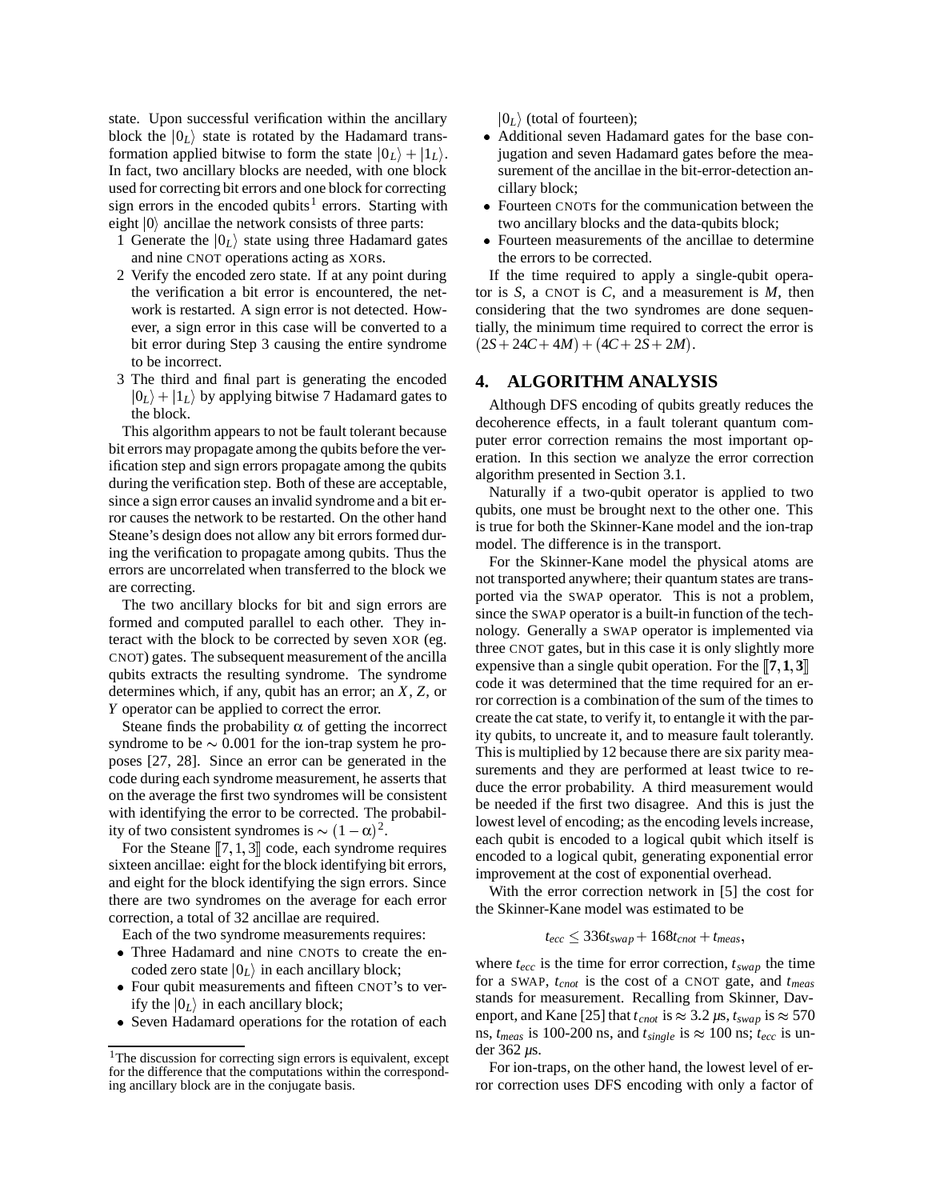state. Upon successful verification within the ancillary block the $|0_L\rangle$ state is rotated by the Hadamard transformation applied bitwise to form the state $|0_L\rangle + |1_L\rangle$. In fact, two ancillary blocks are needed, with one block used for correcting bit errors and one block for correcting sign errors in the encoded qubits[1] errors. Starting with eight $|0\rangle$ ancillae the network consists of three parts:

1. Generate the $|0_L\rangle$ state using three Hadamard gates and nine CNOT operations acting as XORs.
2. Verify the encoded zero state. If at any point during the verification a bit error is encountered, the network is restarted. A sign error is not detected. However, a sign error in this case will be converted to a bit error during Step 3 causing the entire syndrome to be incorrect.
3. The third and final part is generating the encoded $|0_L\rangle + |1_L\rangle$ by applying bitwise 7 Hadamard gates to the block.

This algorithm appears to not be fault tolerant because bit errors may propagate among the qubits before the verification step and sign errors propagate among the qubits during the verification step. Both of these are acceptable, since a sign error causes an invalid syndrome and a bit error causes the network to be restarted. On the other hand Steane's design does not allow any bit errors formed during the verification to propagate among qubits. Thus the errors are uncorrelated when transferred to the block we are correcting.

The two ancillary blocks for bit and sign errors are formed and computed parallel to each other. They interact with the block to be corrected by seven XOR (eg. CNOT) gates. The subsequent measurement of the ancilla qubits extracts the resulting syndrome. The syndrome determines which, if any, qubit has an error; an $X$, $Z$, or $Y$ operator can be applied to correct the error.

Steane finds the probability $\alpha$ of getting the incorrect syndrome to be $\sim 0.001$ for the ion-trap system he proposes [27, 28]. Since an error can be generated in the code during each syndrome measurement, he asserts that on the average the first two syndromes will be consistent with identifying the error to be corrected. The probability of two consistent syndromes is $\sim (1-\alpha)^2$.

For the Steane $[\![7,1,3]\!]$ code, each syndrome requires sixteen ancillae: eight for the block identifying bit errors, and eight for the block identifying the sign errors. Since there are two syndromes on the average for each error correction, a total of 32 ancillae are required.

Each of the two syndrome measurements requires:

- Three Hadamard and nine CNOTs to create the encoded zero state $|0_L\rangle$ in each ancillary block;
- Four qubit measurements and fifteen CNOT's to verify the $|0_L\rangle$ in each ancillary block;
- Seven Hadamard operations for the rotation of each $|0_L\rangle$ (total of fourteen);
- Additional seven Hadamard gates for the base conjugation and seven Hadamard gates before the measurement of the ancillae in the bit-error-detection ancillary block;
- Fourteen CNOTs for the communication between the two ancillary blocks and the data-qubits block;
- Fourteen measurements of the ancillae to determine the errors to be corrected.

If the time required to apply a single-qubit operator is $S$, a CNOT is $C$, and a measurement is $M$, then considering that the two syndromes are done sequentially, the minimum time required to correct the error is $(2S+24C+4M)+(4C+2S+2M)$.

## 4. ALGORITHM ANALYSIS

Although DFS encoding of qubits greatly reduces the decoherence effects, in a fault tolerant quantum computer error correction remains the most important operation. In this section we analyze the error correction algorithm presented in Section 3.1.

Naturally if a two-qubit operator is applied to two qubits, one must be brought next to the other one. This is true for both the Skinner-Kane model and the ion-trap model. The difference is in the transport.

For the Skinner-Kane model the physical atoms are not transported anywhere; their quantum states are transported via the SWAP operator. This is not a problem, since the SWAP operator is a built-in function of the technology. Generally a SWAP operator is implemented via three CNOT gates, but in this case it is only slightly more expensive than a single qubit operation. For the $[\![\mathbf{7,1,3}]\!]$ code it was determined that the time required for an error correction is a combination of the sum of the times to create the cat state, to verify it, to entangle it with the parity qubits, to uncreate it, and to measure fault tolerantly. This is multiplied by 12 because there are six parity measurements and they are performed at least twice to reduce the error probability. A third measurement would be needed if the first two disagree. And this is just the lowest level of encoding; as the encoding levels increase, each qubit is encoded to a logical qubit which itself is encoded to a logical qubit, generating exponential error improvement at the cost of exponential overhead.

With the error correction network in [5] the cost for the Skinner-Kane model was estimated to be

$$t_{ecc} \leq 336 t_{swap} + 168 t_{cnot} + t_{meas},$$

where $t_{ecc}$ is the time for error correction, $t_{swap}$ the time for a SWAP, $t_{cnot}$ is the cost of a CNOT gate, and $t_{meas}$ stands for measurement. Recalling from Skinner, Davenport, and Kane [25] that $t_{cnot}$ is $\approx 3.2$ $\mu$s, $t_{swap}$ is $\approx 570$ ns, $t_{meas}$ is 100-200 ns, and $t_{single}$ is $\approx 100$ ns; $t_{ecc}$ is under 362 $\mu$s.

For ion-traps, on the other hand, the lowest level of error correction uses DFS encoding with only a factor of

[1] The discussion for correcting sign errors is equivalent, except for the difference that the computations within the corresponding ancillary block are in the conjugate basis.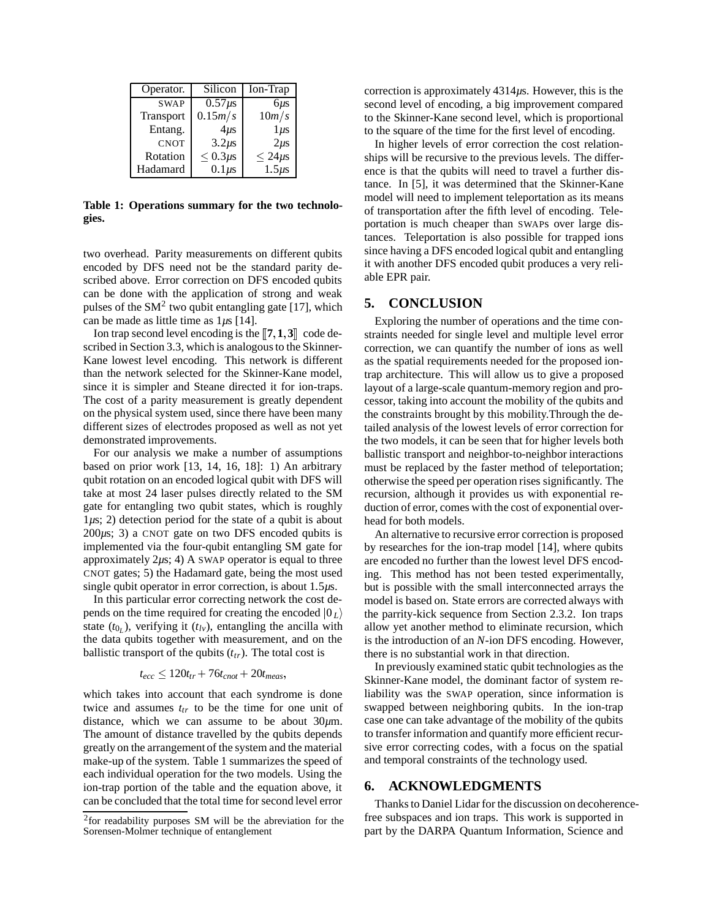| Operator. | Silicon | Ion-Trap |
| --- | --- | --- |
| SWAP | $0.57\mu s$ | $6\mu s$ |
| Transport | $0.15 m/s$ | $10 m/s$ |
| Entang. | $4\mu s$ | $1\mu s$ |
| CNOT | $3.2\mu s$ | $2\mu s$ |
| Rotation | $\leq 0.3\mu s$ | $\leq 24\mu s$ |
| Hadamard | $0.1\mu s$ | $1.5\mu s$ |

**Table 1: Operations summary for the two technologies.**

two overhead. Parity measurements on different qubits encoded by DFS need not be the standard parity described above. Error correction on DFS encoded qubits can be done with the application of strong and weak pulses of the SM[2] two qubit entangling gate [17], which can be made as little time as $1\mu s$ [14].

Ion trap second level encoding is the $[\![7,1,3]\!]$ code described in Section 3.3, which is analogous to the Skinner-Kane lowest level encoding. This network is different than the network selected for the Skinner-Kane model, since it is simpler and Steane directed it for ion-traps. The cost of a parity measurement is greatly dependent on the physical system used, since there have been many different sizes of electrodes proposed as well as not yet demonstrated improvements.

For our analysis we make a number of assumptions based on prior work [13, 14, 16, 18]: 1) An arbitrary qubit rotation on an encoded logical qubit with DFS will take at most 24 laser pulses directly related to the SM gate for entangling two qubit states, which is roughly $1\mu s$; 2) detection period for the state of a qubit is about $200\mu s$; 3) a CNOT gate on two DFS encoded qubits is implemented via the four-qubit entangling SM gate for approximately $2\mu s$; 4) A SWAP operator is equal to three CNOT gates; 5) the Hadamard gate, being the most used single qubit operator in error correction, is about $1.5\mu s$.

In this particular error correcting network the cost depends on the time required for creating the encoded $|0_L\rangle$ state ($t_{0_L}$), verifying it ($t_{lv}$), entangling the ancilla with the data qubits together with measurement, and on the ballistic transport of the qubits ($t_{tr}$). The total cost is

$$t_{ecc} \leq 120 t_{tr} + 76 t_{cnot} + 20 t_{meas},$$

which takes into account that each syndrome is done twice and assumes $t_{tr}$ to be the time for one unit of distance, which we can assume to be about $30\mu m$. The amount of distance travelled by the qubits depends greatly on the arrangement of the system and the material make-up of the system. Table 1 summarizes the speed of each individual operation for the two models. Using the ion-trap portion of the table and the equation above, it can be concluded that the total time for second level error correction is approximately $4314\mu s$. However, this is the second level of encoding, a big improvement compared to the Skinner-Kane second level, which is proportional to the square of the time for the first level of encoding.

[2] for readability purposes SM will be the abreviation for the Sorensen-Molmer technique of entanglement

In higher levels of error correction the cost relationships will be recursive to the previous levels. The difference is that the qubits will need to travel a further distance. In [5], it was determined that the Skinner-Kane model will need to implement teleportation as its means of transportation after the fifth level of encoding. Teleportation is much cheaper than SWAPs over large distances. Teleportation is also possible for trapped ions since having a DFS encoded logical qubit and entangling it with another DFS encoded qubit produces a very reliable EPR pair.

## 5. CONCLUSION

Exploring the number of operations and the time constraints needed for single level and multiple level error correction, we can quantify the number of ions as well as the spatial requirements needed for the proposed ion-trap architecture. This will allow us to give a proposed layout of a large-scale quantum-memory region and processor, taking into account the mobility of the qubits and the constraints brought by this mobility.Through the detailed analysis of the lowest levels of error correction for the two models, it can be seen that for higher levels both ballistic transport and neighbor-to-neighbor interactions must be replaced by the faster method of teleportation; otherwise the speed per operation rises significantly. The recursion, although it provides us with exponential reduction of error, comes with the cost of exponential overhead for both models.

An alternative to recursive error correction is proposed by researches for the ion-trap model [14], where qubits are encoded no further than the lowest level DFS encoding. This method has not been tested experimentally, but is possible with the small interconnected arrays the model is based on. State errors are corrected always with the parrity-kick sequence from Section 2.3.2. Ion traps allow yet another method to eliminate recursion, which is the introduction of an $N$-ion DFS encoding. However, there is no substantial work in that direction.

In previously examined static qubit technologies as the Skinner-Kane model, the dominant factor of system reliability was the SWAP operation, since information is swapped between neighboring qubits. In the ion-trap case one can take advantage of the mobility of the qubits to transfer information and quantify more efficient recursive error correcting codes, with a focus on the spatial and temporal constraints of the technology used.

## 6. ACKNOWLEDGMENTS

Thanks to Daniel Lidar for the discussion on decoherence-free subspaces and ion traps. This work is supported in part by the DARPA Quantum Information, Science and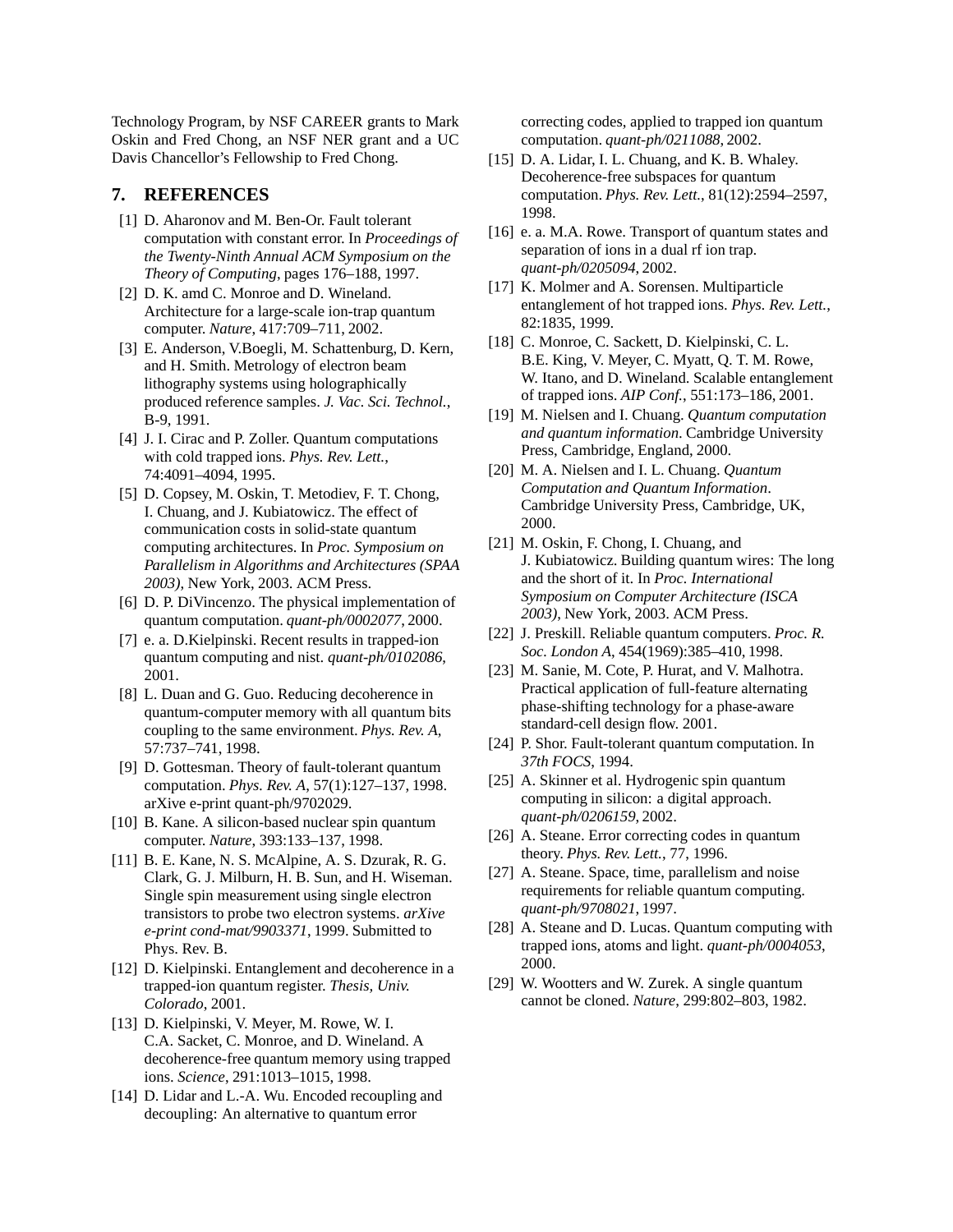Technology Program, by NSF CAREER grants to Mark Oskin and Fred Chong, an NSF NER grant and a UC Davis Chancellor's Fellowship to Fred Chong.

## 7. REFERENCES

[1] D. Aharonov and M. Ben-Or. Fault tolerant computation with constant error. In *Proceedings of the Twenty-Ninth Annual ACM Symposium on the Theory of Computing*, pages 176–188, 1997.

[2] D. K. amd C. Monroe and D. Wineland. Architecture for a large-scale ion-trap quantum computer. *Nature*, 417:709–711, 2002.

[3] E. Anderson, V.Boegli, M. Schattenburg, D. Kern, and H. Smith. Metrology of electron beam lithography systems using holographically produced reference samples. *J. Vac. Sci. Technol.*, B-9, 1991.

[4] J. I. Cirac and P. Zoller. Quantum computations with cold trapped ions. *Phys. Rev. Lett.*, 74:4091–4094, 1995.

[5] D. Copsey, M. Oskin, T. Metodiev, F. T. Chong, I. Chuang, and J. Kubiatowicz. The effect of communication costs in solid-state quantum computing architectures. In *Proc. Symposium on Parallelism in Algorithms and Architectures (SPAA 2003)*, New York, 2003. ACM Press.

[6] D. P. DiVincenzo. The physical implementation of quantum computation. *quant-ph/0002077*, 2000.

[7] e. a. D.Kielpinski. Recent results in trapped-ion quantum computing and nist. *quant-ph/0102086*, 2001.

[8] L. Duan and G. Guo. Reducing decoherence in quantum-computer memory with all quantum bits coupling to the same environment. *Phys. Rev. A*, 57:737–741, 1998.

[9] D. Gottesman. Theory of fault-tolerant quantum computation. *Phys. Rev. A*, 57(1):127–137, 1998. arXive e-print quant-ph/9702029.

[10] B. Kane. A silicon-based nuclear spin quantum computer. *Nature*, 393:133–137, 1998.

[11] B. E. Kane, N. S. McAlpine, A. S. Dzurak, R. G. Clark, G. J. Milburn, H. B. Sun, and H. Wiseman. Single spin measurement using single electron transistors to probe two electron systems. *arXive e-print cond-mat/9903371*, 1999. Submitted to Phys. Rev. B.

[12] D. Kielpinski. Entanglement and decoherence in a trapped-ion quantum register. *Thesis, Univ. Colorado*, 2001.

[13] D. Kielpinski, V. Meyer, M. Rowe, W. I. C.A. Sacket, C. Monroe, and D. Wineland. A decoherence-free quantum memory using trapped ions. *Science*, 291:1013–1015, 1998.

[14] D. Lidar and L.-A. Wu. Encoded recoupling and decoupling: An alternative to quantum error correcting codes, applied to trapped ion quantum computation. *quant-ph/0211088*, 2002.

[15] D. A. Lidar, I. L. Chuang, and K. B. Whaley. Decoherence-free subspaces for quantum computation. *Phys. Rev. Lett.*, 81(12):2594–2597, 1998.

[16] e. a. M.A. Rowe. Transport of quantum states and separation of ions in a dual rf ion trap. *quant-ph/0205094*, 2002.

[17] K. Molmer and A. Sorensen. Multiparticle entanglement of hot trapped ions. *Phys. Rev. Lett.*, 82:1835, 1999.

[18] C. Monroe, C. Sackett, D. Kielpinski, C. L. B.E. King, V. Meyer, C. Myatt, Q. T. M. Rowe, W. Itano, and D. Wineland. Scalable entanglement of trapped ions. *AIP Conf.*, 551:173–186, 2001.

[19] M. Nielsen and I. Chuang. *Quantum computation and quantum information*. Cambridge University Press, Cambridge, England, 2000.

[20] M. A. Nielsen and I. L. Chuang. *Quantum Computation and Quantum Information*. Cambridge University Press, Cambridge, UK, 2000.

[21] M. Oskin, F. Chong, I. Chuang, and J. Kubiatowicz. Building quantum wires: The long and the short of it. In *Proc. International Symposium on Computer Architecture (ISCA 2003)*, New York, 2003. ACM Press.

[22] J. Preskill. Reliable quantum computers. *Proc. R. Soc. London A*, 454(1969):385–410, 1998.

[23] M. Sanie, M. Cote, P. Hurat, and V. Malhotra. Practical application of full-feature alternating phase-shifting technology for a phase-aware standard-cell design flow. 2001.

[24] P. Shor. Fault-tolerant quantum computation. In *37th FOCS*, 1994.

[25] A. Skinner et al. Hydrogenic spin quantum computing in silicon: a digital approach. *quant-ph/0206159*, 2002.

[26] A. Steane. Error correcting codes in quantum theory. *Phys. Rev. Lett.*, 77, 1996.

[27] A. Steane. Space, time, parallelism and noise requirements for reliable quantum computing. *quant-ph/9708021*, 1997.

[28] A. Steane and D. Lucas. Quantum computing with trapped ions, atoms and light. *quant-ph/0004053*, 2000.

[29] W. Wootters and W. Zurek. A single quantum cannot be cloned. *Nature*, 299:802–803, 1982.